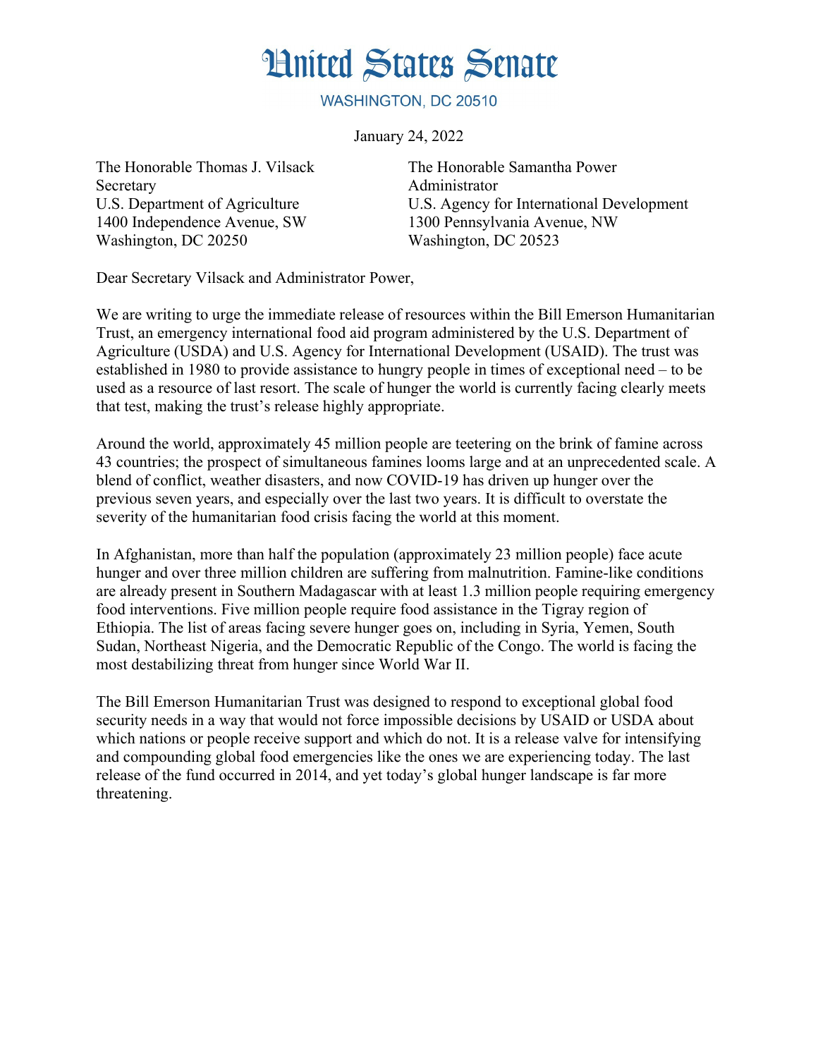# United States Senate

WASHINGTON, DC 20510

January 24, 2022

The Honorable Thomas J. Vilsack
Secretary
U.S. Department of Agriculture
1400 Independence Avenue, SW
Washington, DC 20250

The Honorable Samantha Power
Administrator
U.S. Agency for International Development
1300 Pennsylvania Avenue, NW
Washington, DC 20523

Dear Secretary Vilsack and Administrator Power,

We are writing to urge the immediate release of resources within the Bill Emerson Humanitarian Trust, an emergency international food aid program administered by the U.S. Department of Agriculture (USDA) and U.S. Agency for International Development (USAID). The trust was established in 1980 to provide assistance to hungry people in times of exceptional need – to be used as a resource of last resort. The scale of hunger the world is currently facing clearly meets that test, making the trust's release highly appropriate.

Around the world, approximately 45 million people are teetering on the brink of famine across 43 countries; the prospect of simultaneous famines looms large and at an unprecedented scale. A blend of conflict, weather disasters, and now COVID-19 has driven up hunger over the previous seven years, and especially over the last two years. It is difficult to overstate the severity of the humanitarian food crisis facing the world at this moment.

In Afghanistan, more than half the population (approximately 23 million people) face acute hunger and over three million children are suffering from malnutrition. Famine-like conditions are already present in Southern Madagascar with at least 1.3 million people requiring emergency food interventions. Five million people require food assistance in the Tigray region of Ethiopia. The list of areas facing severe hunger goes on, including in Syria, Yemen, South Sudan, Northeast Nigeria, and the Democratic Republic of the Congo. The world is facing the most destabilizing threat from hunger since World War II.

The Bill Emerson Humanitarian Trust was designed to respond to exceptional global food security needs in a way that would not force impossible decisions by USAID or USDA about which nations or people receive support and which do not. It is a release valve for intensifying and compounding global food emergencies like the ones we are experiencing today. The last release of the fund occurred in 2014, and yet today's global hunger landscape is far more threatening.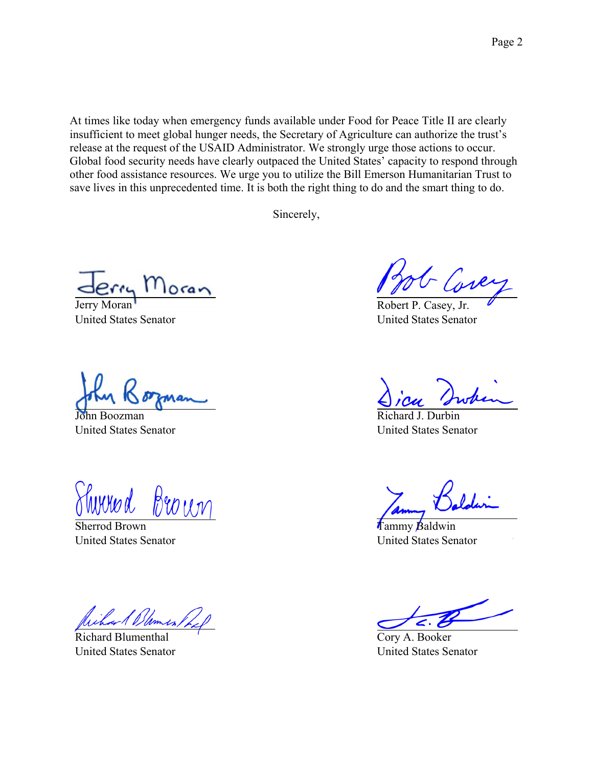At times like today when emergency funds available under Food for Peace Title II are clearly insufficient to meet global hunger needs, the Secretary of Agriculture can authorize the trust's release at the request of the USAID Administrator. We strongly urge those actions to occur. Global food security needs have clearly outpaced the United States' capacity to respond through other food assistance resources. We urge you to utilize the Bill Emerson Humanitarian Trust to save lives in this unprecedented time. It is both the right thing to do and the smart thing to do.

Sincerely,

Jerry Moran
United States Senator

Robert P. Casey, Jr.
United States Senator

John Boozman
United States Senator

Richard J. Durbin
United States Senator

Sherrod Brown
United States Senator

Tammy Baldwin
United States Senator

Richard Blumenthal
United States Senator

Cory A. Booker
United States Senator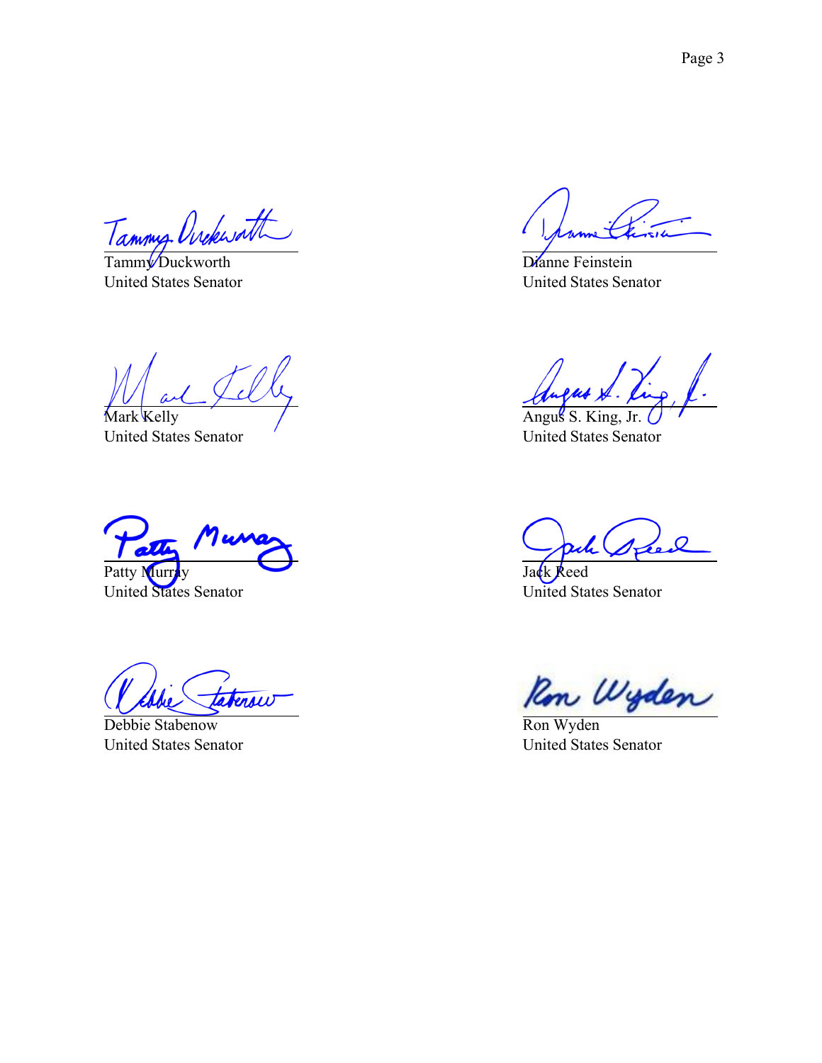Tammy Duckworth
United States Senator

Dianne Feinstein
United States Senator

Mark Kelly
United States Senator

Angus S. King, Jr.
United States Senator

Patty Murray
United States Senator

Jack Reed
United States Senator

Debbie Stabenow
United States Senator

Ron Wyden
United States Senator